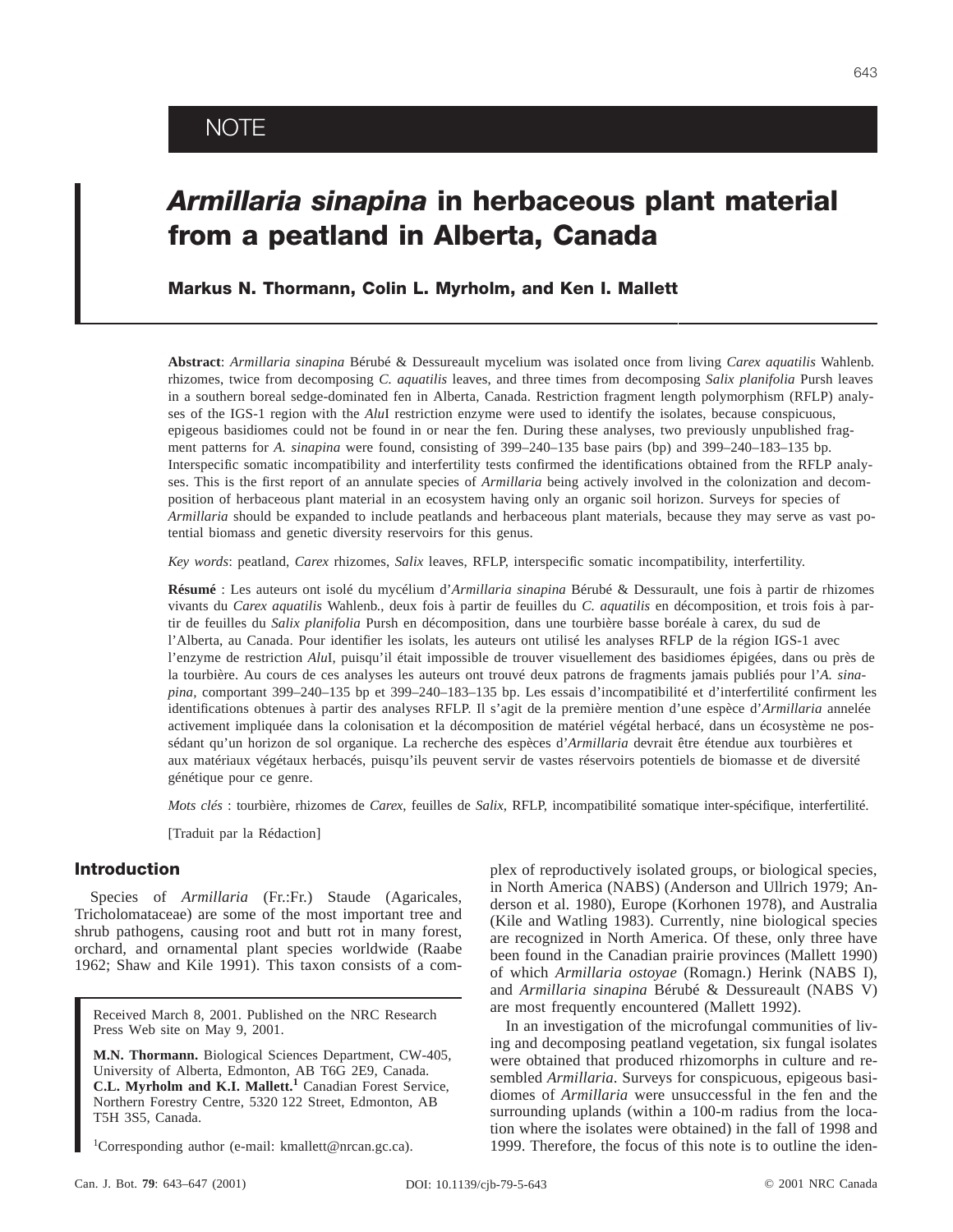NOTE

# *Armillaria sinapina* in herbaceous plant material from a peatland in Alberta, Canada

**Markus N. Thormann, Colin L. Myrholm, and Ken I. Mallett**

**Abstract**: *Armillaria sinapina* Bérubé & Dessureault mycelium was isolated once from living *Carex aquatilis* Wahlenb. rhizomes, twice from decomposing *C. aquatilis* leaves, and three times from decomposing *Salix planifolia* Pursh leaves in a southern boreal sedge-dominated fen in Alberta, Canada. Restriction fragment length polymorphism (RFLP) analyses of the IGS-1 region with the *Alu*I restriction enzyme were used to identify the isolates, because conspicuous, epigeous basidiomes could not be found in or near the fen. During these analyses, two previously unpublished fragment patterns for *A. sinapina* were found, consisting of 399–240–135 base pairs (bp) and 399–240–183–135 bp. Interspecific somatic incompatibility and interfertility tests confirmed the identifications obtained from the RFLP analyses. This is the first report of an annulate species of *Armillaria* being actively involved in the colonization and decomposition of herbaceous plant material in an ecosystem having only an organic soil horizon. Surveys for species of *Armillaria* should be expanded to include peatlands and herbaceous plant materials, because they may serve as vast potential biomass and genetic diversity reservoirs for this genus.

*Key words*: peatland, *Carex* rhizomes, *Salix* leaves, RFLP, interspecific somatic incompatibility, interfertility.

**Résumé** : Les auteurs ont isolé du mycélium d'*Armillaria sinapina* Bérubé & Dessurault, une fois à partir de rhizomes vivants du *Carex aquatilis* Wahlenb., deux fois à partir de feuilles du *C. aquatilis* en décomposition, et trois fois à partir de feuilles du *Salix planifolia* Pursh en décomposition, dans une tourbière basse boréale à carex, du sud de l'Alberta, au Canada. Pour identifier les isolats, les auteurs ont utilisé les analyses RFLP de la région IGS-1 avec l'enzyme de restriction *Alu*I, puisqu'il était impossible de trouver visuellement des basidiomes épigées, dans ou près de la tourbière. Au cours de ces analyses les auteurs ont trouvé deux patrons de fragments jamais publiés pour l'*A. sinapina*, comportant 399–240–135 bp et 399–240–183–135 bp. Les essais d'incompatibilité et d'interfertilité confirment les identifications obtenues à partir des analyses RFLP. Il s'agit de la première mention d'une espèce d'*Armillaria* annelée activement impliquée dans la colonisation et la décomposition de matériel végétal herbacé, dans un écosystème ne possédant qu'un horizon de sol organique. La recherche des espèces d'*Armillaria* devrait être étendue aux tourbières et aux matériaux végétaux herbacés, puisqu'ils peuvent servir de vastes réservoirs potentiels de biomasse et de diversité génétique pour ce genre.

*Mots clés* : tourbière, rhizomes de *Carex*, feuilles de *Salix*, RFLP, incompatibilité somatique inter-spécifique, interfertilité.

[Traduit par la Rédaction]

## Introduction

Species of *Armillaria* (Fr.:Fr.) Staude (Agaricales, Tricholomataceae) are some of the most important tree and shrub pathogens, causing root and butt rot in many forest, orchard, and ornamental plant species worldwide (Raabe 1962; Shaw and Kile 1991). This taxon consists of a complex of reproductively isolated groups, or biological species, in North America (NABS) (Anderson and Ullrich 1979; Anderson et al. 1980), Europe (Korhonen 1978), and Australia (Kile and Watling 1983). Currently, nine biological species are recognized in North America. Of these, only three have been found in the Canadian prairie provinces (Mallett 1990) of which *Armillaria ostoyae* (Romagn.) Herink (NABS I), and *Armillaria sinapina* Bérubé & Dessureault (NABS V) are most frequently encountered (Mallett 1992).

In an investigation of the microfungal communities of living and decomposing peatland vegetation, six fungal isolates were obtained that produced rhizomorphs in culture and resembled *Armillaria*. Surveys for conspicuous, epigeous basidiomes of *Armillaria* were unsuccessful in the fen and the surrounding uplands (within a 100-m radius from the location where the isolates were obtained) in the fall of 1998 and 1999. Therefore, the focus of this note is to outline the iden-

Received March 8, 2001. Published on the NRC Research Press Web site on May 9, 2001.

**M.N. Thormann.** Biological Sciences Department, CW-405, University of Alberta, Edmonton, AB T6G 2E9, Canada.
**C.L. Myrholm and K.I. Mallett.**[1] Canadian Forest Service, Northern Forestry Centre, 5320 122 Street, Edmonton, AB T5H 3S5, Canada.

[1]Corresponding author (e-mail: kmallett@nrcan.gc.ca).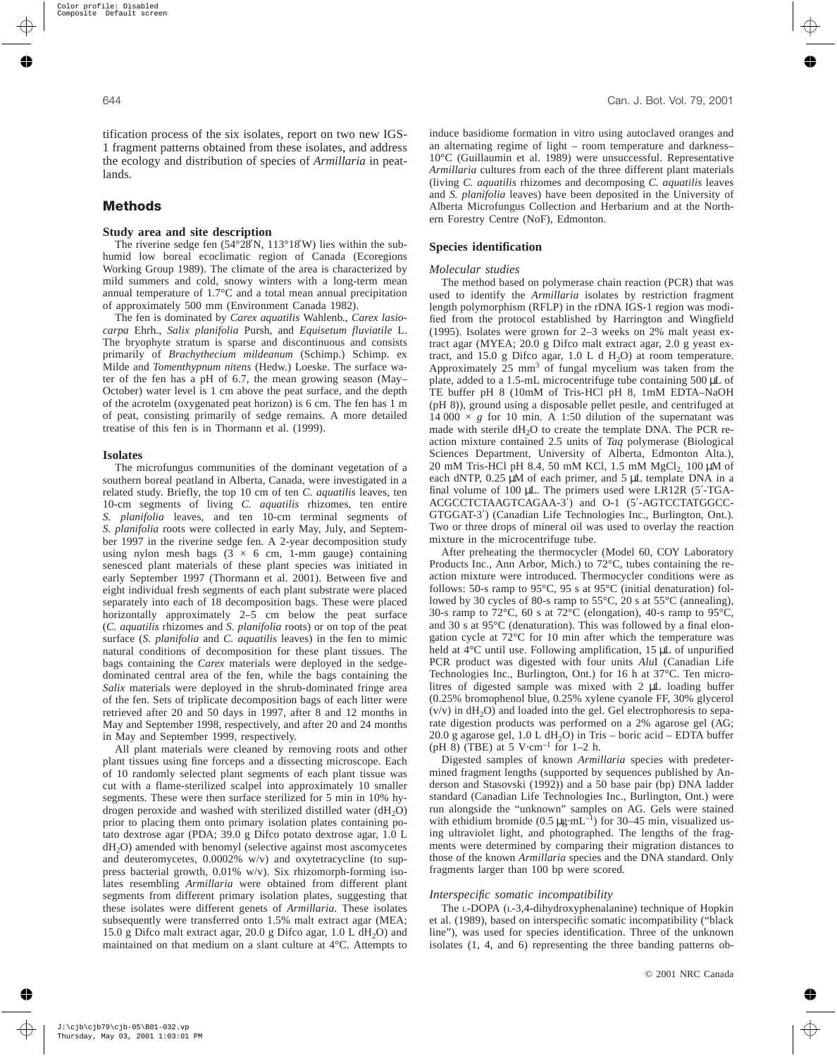tification process of the six isolates, report on two new IGS-1 fragment patterns obtained from these isolates, and address the ecology and distribution of species of *Armillaria* in peatlands.

## Methods

### Study area and site description

The riverine sedge fen (54°28′N, 113°18′W) lies within the subhumid low boreal ecoclimatic region of Canada (Ecoregions Working Group 1989). The climate of the area is characterized by mild summers and cold, snowy winters with a long-term mean annual temperature of 1.7°C and a total mean annual precipitation of approximately 500 mm (Environment Canada 1982).

The fen is dominated by *Carex aquatilis* Wahlenb., *Carex lasiocarpa* Ehrh., *Salix planifolia* Pursh, and *Equisetum fluviatile* L. The bryophyte stratum is sparse and discontinuous and consists primarily of *Brachythecium mildeanum* (Schimp.) Schimp. ex Milde and *Tomenthypnum nitens* (Hedw.) Loeske. The surface water of the fen has a pH of 6.7, the mean growing season (May–October) water level is 1 cm above the peat surface, and the depth of the acrotelm (oxygenated peat horizon) is 6 cm. The fen has 1 m of peat, consisting primarily of sedge remains. A more detailed treatise of this fen is in Thormann et al. (1999).

### Isolates

The microfungus communities of the dominant vegetation of a southern boreal peatland in Alberta, Canada, were investigated in a related study. Briefly, the top 10 cm of ten *C. aquatilis* leaves, ten 10-cm segments of living *C. aquatilis* rhizomes, ten entire *S. planifolia* leaves, and ten 10-cm terminal segments of *S. planifolia* roots were collected in early May, July, and September 1997 in the riverine sedge fen. A 2-year decomposition study using nylon mesh bags (3 × 6 cm, 1-mm gauge) containing senesced plant materials of these plant species was initiated in early September 1997 (Thormann et al. 2001). Between five and eight individual fresh segments of each plant substrate were placed separately into each of 18 decomposition bags. These were placed horizontally approximately 2–5 cm below the peat surface (*C. aquatilis* rhizomes and *S. planifolia* roots) or on top of the peat surface (*S. planifolia* and *C. aquatilis* leaves) in the fen to mimic natural conditions of decomposition for these plant tissues. The bags containing the *Carex* materials were deployed in the sedge-dominated central area of the fen, while the bags containing the *Salix* materials were deployed in the shrub-dominated fringe area of the fen. Sets of triplicate decomposition bags of each litter were retrieved after 20 and 50 days in 1997, after 8 and 12 months in May and September 1998, respectively, and after 20 and 24 months in May and September 1999, respectively.

All plant materials were cleaned by removing roots and other plant tissues using fine forceps and a dissecting microscope. Each of 10 randomly selected plant segments of each plant tissue was cut with a flame-sterilized scalpel into approximately 10 smaller segments. These were then surface sterilized for 5 min in 10% hydrogen peroxide and washed with sterilized distilled water ($dH_2O$) prior to placing them onto primary isolation plates containing potato dextrose agar (PDA; 39.0 g Difco potato dextrose agar, 1.0 L $dH_2O$) amended with benomyl (selective against most ascomycetes and deuteromycetes, 0.0002% w/v) and oxytetracycline (to suppress bacterial growth, 0.01% w/v). Six rhizomorph-forming isolates resembling *Armillaria* were obtained from different plant segments from different primary isolation plates, suggesting that these isolates were different genets of *Armillaria*. These isolates subsequently were transferred onto 1.5% malt extract agar (MEA; 15.0 g Difco malt extract agar, 20.0 g Difco agar, 1.0 L $dH_2O$) and maintained on that medium on a slant culture at 4°C. Attempts to induce basidiome formation in vitro using autoclaved oranges and an alternating regime of light – room temperature and darkness–10°C (Guillaumin et al. 1989) were unsuccessful. Representative *Armillaria* cultures from each of the three different plant materials (living *C. aquatilis* rhizomes and decomposing *C. aquatilis* leaves and *S. planifolia* leaves) have been deposited in the University of Alberta Microfungus Collection and Herbarium and at the Northern Forestry Centre (NoF), Edmonton.

### Species identification

#### *Molecular studies*

The method based on polymerase chain reaction (PCR) that was used to identify the *Armillaria* isolates by restriction fragment length polymorphism (RFLP) in the rDNA IGS-1 region was modified from the protocol established by Harrington and Wingfield (1995). Isolates were grown for 2–3 weeks on 2% malt yeast extract agar (MYEA; 20.0 g Difco malt extract agar, 2.0 g yeast extract, and 15.0 g Difco agar, 1.0 L d $H_2O$) at room temperature. Approximately 25 mm$^3$ of fungal mycelium was taken from the plate, added to a 1.5-mL microcentrifuge tube containing 500 μL of TE buffer pH 8 (10mM of Tris-HCl pH 8, 1mM EDTA–NaOH (pH 8)), ground using a disposable pellet pestle, and centrifuged at 14 000 × *g* for 10 min. A 1:50 dilution of the supernatant was made with sterile $dH_2O$ to create the template DNA. The PCR reaction mixture contained 2.5 units of *Taq* polymerase (Biological Sciences Department, University of Alberta, Edmonton Alta.), 20 mM Tris-HCl pH 8.4, 50 mM KCl, 1.5 mM $MgCl_2$, 100 μM of each dNTP, 0.25 μM of each primer, and 5 μL template DNA in a final volume of 100 μL. The primers used were LR12R (5′-TGA-ACGCCTCTAAGTCAGAA-3′) and O-1 (5′-AGTCCTATGGCC-GTGGAT-3′) (Canadian Life Technologies Inc., Burlington, Ont.). Two or three drops of mineral oil was used to overlay the reaction mixture in the microcentrifuge tube.

After preheating the thermocycler (Model 60, COY Laboratory Products Inc., Ann Arbor, Mich.) to 72°C, tubes containing the reaction mixture were introduced. Thermocycler conditions were as follows: 50-s ramp to 95°C, 95 s at 95°C (initial denaturation) followed by 30 cycles of 80-s ramp to 55°C, 20 s at 55°C (annealing), 30-s ramp to 72°C, 60 s at 72°C (elongation), 40-s ramp to 95°C, and 30 s at 95°C (denaturation). This was followed by a final elongation cycle at 72°C for 10 min after which the temperature was held at 4°C until use. Following amplification, 15 μL of unpurified PCR product was digested with four units *Alu*I (Canadian Life Technologies Inc., Burlington, Ont.) for 16 h at 37°C. Ten microlitres of digested sample was mixed with 2 μL loading buffer (0.25% bromophenol blue, 0.25% xylene cyanole FF, 30% glycerol (v/v) in $dH_2O$) and loaded into the gel. Gel electrophoresis to separate digestion products was performed on a 2% agarose gel (AG; 20.0 g agarose gel, 1.0 L $dH_2O$) in Tris – boric acid – EDTA buffer (pH 8) (TBE) at 5 V·cm$^{-1}$ for 1–2 h.

Digested samples of known *Armillaria* species with predetermined fragment lengths (supported by sequences published by Anderson and Stasovski (1992)) and a 50 base pair (bp) DNA ladder standard (Canadian Life Technologies Inc., Burlington, Ont.) were run alongside the "unknown" samples on AG. Gels were stained with ethidium bromide (0.5 μg·mL$^{-1}$) for 30–45 min, visualized using ultraviolet light, and photographed. The lengths of the fragments were determined by comparing their migration distances to those of the known *Armillaria* species and the DNA standard. Only fragments larger than 100 bp were scored.

#### *Interspecific somatic incompatibility*

The L-DOPA (L-3,4-dihydroxyphenalanine) technique of Hopkin et al. (1989), based on interspecific somatic incompatibility ("black line"), was used for species identification. Three of the unknown isolates (1, 4, and 6) representing the three banding patterns ob-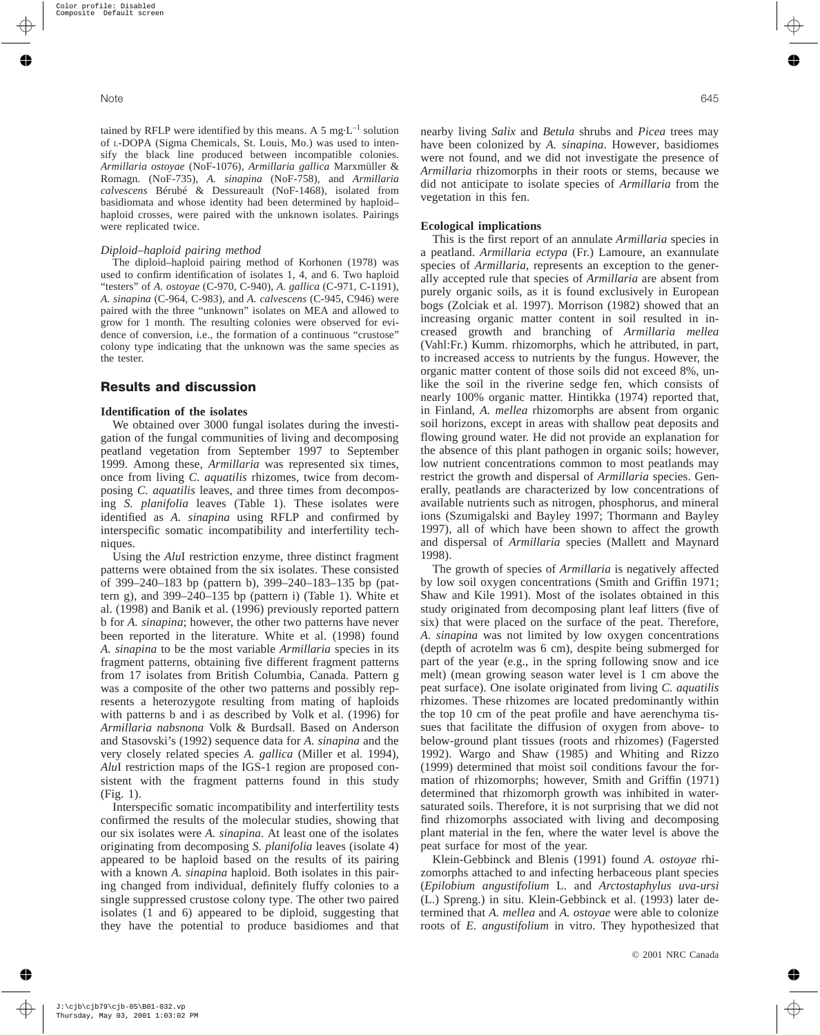tained by RFLP were identified by this means. A 5 mg·L$^{-1}$ solution of L-DOPA (Sigma Chemicals, St. Louis, Mo.) was used to intensify the black line produced between incompatible colonies. *Armillaria ostoyae* (NoF-1076), *Armillaria gallica* Marxmüller & Romagn. (NoF-735), *A. sinapina* (NoF-758), and *Armillaria calvescens* Bérubé & Dessureault (NoF-1468), isolated from basidiomata and whose identity had been determined by haploid–haploid crosses, were paired with the unknown isolates. Pairings were replicated twice.

### *Diploid–haploid pairing method*

The diploid–haploid pairing method of Korhonen (1978) was used to confirm identification of isolates 1, 4, and 6. Two haploid "testers" of *A. ostoyae* (C-970, C-940), *A. gallica* (C-971, C-1191), *A. sinapina* (C-964, C-983), and *A. calvescens* (C-945, C946) were paired with the three "unknown" isolates on MEA and allowed to grow for 1 month. The resulting colonies were observed for evidence of conversion, i.e., the formation of a continuous "crustose" colony type indicating that the unknown was the same species as the tester.

## Results and discussion

### Identification of the isolates

We obtained over 3000 fungal isolates during the investigation of the fungal communities of living and decomposing peatland vegetation from September 1997 to September 1999. Among these, *Armillaria* was represented six times, once from living *C. aquatilis* rhizomes, twice from decomposing *C. aquatilis* leaves, and three times from decomposing *S. planifolia* leaves (Table 1). These isolates were identified as *A. sinapina* using RFLP and confirmed by interspecific somatic incompatibility and interfertility techniques.

Using the *Alu*I restriction enzyme, three distinct fragment patterns were obtained from the six isolates. These consisted of 399–240–183 bp (pattern b), 399–240–183–135 bp (pattern g), and 399–240–135 bp (pattern i) (Table 1). White et al. (1998) and Banik et al. (1996) previously reported pattern b for *A. sinapina*; however, the other two patterns have never been reported in the literature. White et al. (1998) found *A. sinapina* to be the most variable *Armillaria* species in its fragment patterns, obtaining five different fragment patterns from 17 isolates from British Columbia, Canada. Pattern g was a composite of the other two patterns and possibly represents a heterozygote resulting from mating of haploids with patterns b and i as described by Volk et al. (1996) for *Armillaria nabsnona* Volk & Burdsall. Based on Anderson and Stasovski's (1992) sequence data for *A. sinapina* and the very closely related species *A. gallica* (Miller et al. 1994), *Alu*I restriction maps of the IGS-1 region are proposed consistent with the fragment patterns found in this study (Fig. 1).

Interspecific somatic incompatibility and interfertility tests confirmed the results of the molecular studies, showing that our six isolates were *A. sinapina*. At least one of the isolates originating from decomposing *S. planifolia* leaves (isolate 4) appeared to be haploid based on the results of its pairing with a known *A. sinapina* haploid. Both isolates in this pairing changed from individual, definitely fluffy colonies to a single suppressed crustose colony type. The other two paired isolates (1 and 6) appeared to be diploid, suggesting that they have the potential to produce basidiomes and that nearby living *Salix* and *Betula* shrubs and *Picea* trees may have been colonized by *A. sinapina*. However, basidiomes were not found, and we did not investigate the presence of *Armillaria* rhizomorphs in their roots or stems, because we did not anticipate to isolate species of *Armillaria* from the vegetation in this fen.

### Ecological implications

This is the first report of an annulate *Armillaria* species in a peatland. *Armillaria ectypa* (Fr.) Lamoure, an exannulate species of *Armillaria*, represents an exception to the generally accepted rule that species of *Armillaria* are absent from purely organic soils, as it is found exclusively in European bogs (Zolciak et al. 1997). Morrison (1982) showed that an increasing organic matter content in soil resulted in increased growth and branching of *Armillaria mellea* (Vahl:Fr.) Kumm. rhizomorphs, which he attributed, in part, to increased access to nutrients by the fungus. However, the organic matter content of those soils did not exceed 8%, unlike the soil in the riverine sedge fen, which consists of nearly 100% organic matter. Hintikka (1974) reported that, in Finland, *A. mellea* rhizomorphs are absent from organic soil horizons, except in areas with shallow peat deposits and flowing ground water. He did not provide an explanation for the absence of this plant pathogen in organic soils; however, low nutrient concentrations common to most peatlands may restrict the growth and dispersal of *Armillaria* species. Generally, peatlands are characterized by low concentrations of available nutrients such as nitrogen, phosphorus, and mineral ions (Szumigalski and Bayley 1997; Thormann and Bayley 1997), all of which have been shown to affect the growth and dispersal of *Armillaria* species (Mallett and Maynard 1998).

The growth of species of *Armillaria* is negatively affected by low soil oxygen concentrations (Smith and Griffin 1971; Shaw and Kile 1991). Most of the isolates obtained in this study originated from decomposing plant leaf litters (five of six) that were placed on the surface of the peat. Therefore, *A. sinapina* was not limited by low oxygen concentrations (depth of acrotelm was 6 cm), despite being submerged for part of the year (e.g., in the spring following snow and ice melt) (mean growing season water level is 1 cm above the peat surface). One isolate originated from living *C. aquatilis* rhizomes. These rhizomes are located predominantly within the top 10 cm of the peat profile and have aerenchyma tissues that facilitate the diffusion of oxygen from above- to below-ground plant tissues (roots and rhizomes) (Fagersted 1992). Wargo and Shaw (1985) and Whiting and Rizzo (1999) determined that moist soil conditions favour the formation of rhizomorphs; however, Smith and Griffin (1971) determined that rhizomorph growth was inhibited in water-saturated soils. Therefore, it is not surprising that we did not find rhizomorphs associated with living and decomposing plant material in the fen, where the water level is above the peat surface for most of the year.

Klein-Gebbinck and Blenis (1991) found *A. ostoyae* rhizomorphs attached to and infecting herbaceous plant species (*Epilobium angustifolium* L. and *Arctostaphylus uva-ursi* (L.) Spreng.) in situ. Klein-Gebbinck et al. (1993) later determined that *A. mellea* and *A. ostoyae* were able to colonize roots of *E. angustifolium* in vitro. They hypothesized that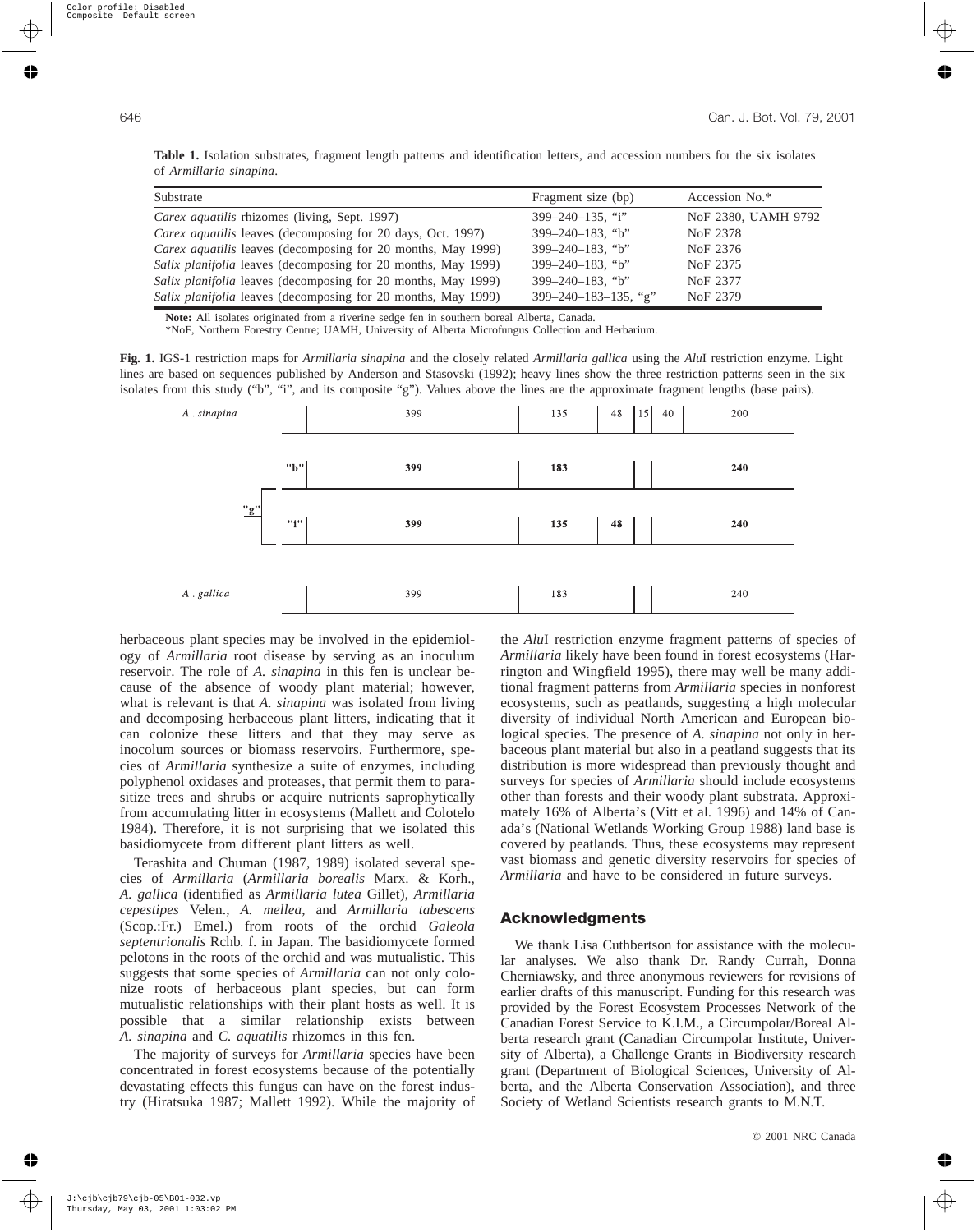**Table 1.** Isolation substrates, fragment length patterns and identification letters, and accession numbers for the six isolates of *Armillaria sinapina*.

| Substrate | Fragment size (bp) | Accession No.* |
|---|---|---|
| *Carex aquatilis* rhizomes (living, Sept. 1997) | 399–240–135, "i" | NoF 2380, UAMH 9792 |
| *Carex aquatilis* leaves (decomposing for 20 days, Oct. 1997) | 399–240–183, "b" | NoF 2378 |
| *Carex aquatilis* leaves (decomposing for 20 months, May 1999) | 399–240–183, "b" | NoF 2376 |
| *Salix planifolia* leaves (decomposing for 20 months, May 1999) | 399–240–183, "b" | NoF 2375 |
| *Salix planifolia* leaves (decomposing for 20 months, May 1999) | 399–240–183, "b" | NoF 2377 |
| *Salix planifolia* leaves (decomposing for 20 months, May 1999) | 399–240–183–135, "g" | NoF 2379 |

**Note:** All isolates originated from a riverine sedge fen in southern boreal Alberta, Canada.
*NoF, Northern Forestry Centre; UAMH, University of Alberta Microfungus Collection and Herbarium.

**Fig. 1.** IGS-1 restriction maps for *Armillaria sinapina* and the closely related *Armillaria gallica* using the *Alu*I restriction enzyme. Light lines are based on sequences published by Anderson and Stasovski (1992); heavy lines show the three restriction patterns seen in the six isolates from this study ("b", "i", and its composite "g"). Values above the lines are the approximate fragment lengths (base pairs).

herbaceous plant species may be involved in the epidemiology of *Armillaria* root disease by serving as an inoculum reservoir. The role of *A. sinapina* in this fen is unclear because of the absence of woody plant material; however, what is relevant is that *A. sinapina* was isolated from living and decomposing herbaceous plant litters, indicating that it can colonize these litters and that they may serve as inocolum sources or biomass reservoirs. Furthermore, species of *Armillaria* synthesize a suite of enzymes, including polyphenol oxidases and proteases, that permit them to parasitize trees and shrubs or acquire nutrients saprophytically from accumulating litter in ecosystems (Mallett and Colotelo 1984). Therefore, it is not surprising that we isolated this basidiomycete from different plant litters as well.

Terashita and Chuman (1987, 1989) isolated several species of *Armillaria* (*Armillaria borealis* Marx. & Korh., *A. gallica* (identified as *Armillaria lutea* Gillet), *Armillaria cepestipes* Velen., *A. mellea*, and *Armillaria tabescens* (Scop.:Fr.) Emel.) from roots of the orchid *Galeola septentrionalis* Rchb. f. in Japan. The basidiomycete formed pelotons in the roots of the orchid and was mutualistic. This suggests that some species of *Armillaria* can not only colonize roots of herbaceous plant species, but can form mutualistic relationships with their plant hosts as well. It is possible that a similar relationship exists between *A. sinapina* and *C. aquatilis* rhizomes in this fen.

The majority of surveys for *Armillaria* species have been concentrated in forest ecosystems because of the potentially devastating effects this fungus can have on the forest industry (Hiratsuka 1987; Mallett 1992). While the majority of the *Alu*I restriction enzyme fragment patterns of species of *Armillaria* likely have been found in forest ecosystems (Harrington and Wingfield 1995), there may well be many additional fragment patterns from *Armillaria* species in nonforest ecosystems, such as peatlands, suggesting a high molecular diversity of individual North American and European biological species. The presence of *A. sinapina* not only in herbaceous plant material but also in a peatland suggests that its distribution is more widespread than previously thought and surveys for species of *Armillaria* should include ecosystems other than forests and their woody plant substrata. Approximately 16% of Alberta's (Vitt et al. 1996) and 14% of Canada's (National Wetlands Working Group 1988) land base is covered by peatlands. Thus, these ecosystems may represent vast biomass and genetic diversity reservoirs for species of *Armillaria* and have to be considered in future surveys.

## Acknowledgments

We thank Lisa Cuthbertson for assistance with the molecular analyses. We also thank Dr. Randy Currah, Donna Cherniawsky, and three anonymous reviewers for revisions of earlier drafts of this manuscript. Funding for this research was provided by the Forest Ecosystem Processes Network of the Canadian Forest Service to K.I.M., a Circumpolar/Boreal Alberta research grant (Canadian Circumpolar Institute, University of Alberta), a Challenge Grants in Biodiversity research grant (Department of Biological Sciences, University of Alberta, and the Alberta Conservation Association), and three Society of Wetland Scientists research grants to M.N.T.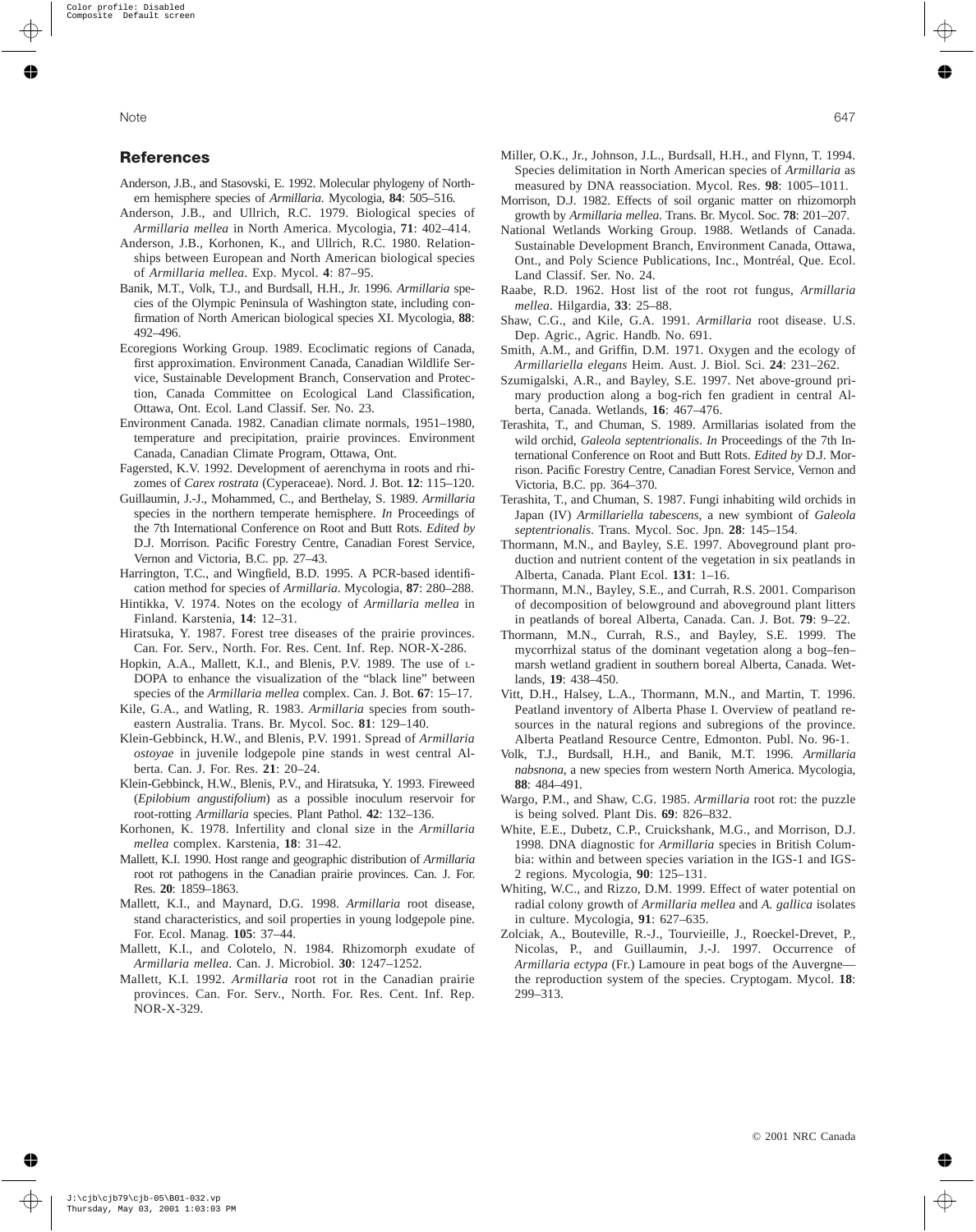## References

Anderson, J.B., and Stasovski, E. 1992. Molecular phylogeny of Northern hemisphere species of *Armillaria*. Mycologia, **84**: 505–516.

Anderson, J.B., and Ullrich, R.C. 1979. Biological species of *Armillaria mellea* in North America. Mycologia, **71**: 402–414.

Anderson, J.B., Korhonen, K., and Ullrich, R.C. 1980. Relationships between European and North American biological species of *Armillaria mellea*. Exp. Mycol. **4**: 87–95.

Banik, M.T., Volk, T.J., and Burdsall, H.H., Jr. 1996. *Armillaria* species of the Olympic Peninsula of Washington state, including confirmation of North American biological species XI. Mycologia, **88**: 492–496.

Ecoregions Working Group. 1989. Ecoclimatic regions of Canada, first approximation. Environment Canada, Canadian Wildlife Service, Sustainable Development Branch, Conservation and Protection, Canada Committee on Ecological Land Classification, Ottawa, Ont. Ecol. Land Classif. Ser. No. 23.

Environment Canada. 1982. Canadian climate normals, 1951–1980, temperature and precipitation, prairie provinces. Environment Canada, Canadian Climate Program, Ottawa, Ont.

Fagersted, K.V. 1992. Development of aerenchyma in roots and rhizomes of *Carex rostrata* (Cyperaceae). Nord. J. Bot. **12**: 115–120.

Guillaumin, J.-J., Mohammed, C., and Berthelay, S. 1989. *Armillaria* species in the northern temperate hemisphere. *In* Proceedings of the 7th International Conference on Root and Butt Rots. *Edited by* D.J. Morrison. Pacific Forestry Centre, Canadian Forest Service, Vernon and Victoria, B.C. pp. 27–43.

Harrington, T.C., and Wingfield, B.D. 1995. A PCR-based identification method for species of *Armillaria*. Mycologia, **87**: 280–288.

Hintikka, V. 1974. Notes on the ecology of *Armillaria mellea* in Finland. Karstenia, **14**: 12–31.

Hiratsuka, Y. 1987. Forest tree diseases of the prairie provinces. Can. For. Serv., North. For. Res. Cent. Inf. Rep. NOR-X-286.

Hopkin, A.A., Mallett, K.I., and Blenis, P.V. 1989. The use of L-DOPA to enhance the visualization of the "black line" between species of the *Armillaria mellea* complex. Can. J. Bot. **67**: 15–17.

Kile, G.A., and Watling, R. 1983. *Armillaria* species from southeastern Australia. Trans. Br. Mycol. Soc. **81**: 129–140.

Klein-Gebbinck, H.W., and Blenis, P.V. 1991. Spread of *Armillaria ostoyae* in juvenile lodgepole pine stands in west central Alberta. Can. J. For. Res. **21**: 20–24.

Klein-Gebbinck, H.W., Blenis, P.V., and Hiratsuka, Y. 1993. Fireweed (*Epilobium angustifolium*) as a possible inoculum reservoir for root-rotting *Armillaria* species. Plant Pathol. **42**: 132–136.

Korhonen, K. 1978. Infertility and clonal size in the *Armillaria mellea* complex. Karstenia, **18**: 31–42.

Mallett, K.I. 1990. Host range and geographic distribution of *Armillaria* root rot pathogens in the Canadian prairie provinces. Can. J. For. Res. **20**: 1859–1863.

Mallett, K.I., and Maynard, D.G. 1998. *Armillaria* root disease, stand characteristics, and soil properties in young lodgepole pine. For. Ecol. Manag. **105**: 37–44.

Mallett, K.I., and Colotelo, N. 1984. Rhizomorph exudate of *Armillaria mellea*. Can. J. Microbiol. **30**: 1247–1252.

Mallett, K.I. 1992. *Armillaria* root rot in the Canadian prairie provinces. Can. For. Serv., North. For. Res. Cent. Inf. Rep. NOR-X-329.

Miller, O.K., Jr., Johnson, J.L., Burdsall, H.H., and Flynn, T. 1994. Species delimitation in North American species of *Armillaria* as measured by DNA reassociation. Mycol. Res. **98**: 1005–1011.

Morrison, D.J. 1982. Effects of soil organic matter on rhizomorph growth by *Armillaria mellea*. Trans. Br. Mycol. Soc. **78**: 201–207.

National Wetlands Working Group. 1988. Wetlands of Canada. Sustainable Development Branch, Environment Canada, Ottawa, Ont., and Poly Science Publications, Inc., Montréal, Que. Ecol. Land Classif. Ser. No. 24.

Raabe, R.D. 1962. Host list of the root rot fungus, *Armillaria mellea*. Hilgardia, **33**: 25–88.

Shaw, C.G., and Kile, G.A. 1991. *Armillaria* root disease. U.S. Dep. Agric., Agric. Handb. No. 691.

Smith, A.M., and Griffin, D.M. 1971. Oxygen and the ecology of *Armillariella elegans* Heim. Aust. J. Biol. Sci. **24**: 231–262.

Szumigalski, A.R., and Bayley, S.E. 1997. Net above-ground primary production along a bog-rich fen gradient in central Alberta, Canada. Wetlands, **16**: 467–476.

Terashita, T., and Chuman, S. 1989. Armillarias isolated from the wild orchid, *Galeola septentrionalis*. *In* Proceedings of the 7th International Conference on Root and Butt Rots. *Edited by* D.J. Morrison. Pacific Forestry Centre, Canadian Forest Service, Vernon and Victoria, B.C. pp. 364–370.

Terashita, T., and Chuman, S. 1987. Fungi inhabiting wild orchids in Japan (IV) *Armillariella tabescens*, a new symbiont of *Galeola septentrionalis*. Trans. Mycol. Soc. Jpn. **28**: 145–154.

Thormann, M.N., and Bayley, S.E. 1997. Aboveground plant production and nutrient content of the vegetation in six peatlands in Alberta, Canada. Plant Ecol. **131**: 1–16.

Thormann, M.N., Bayley, S.E., and Currah, R.S. 2001. Comparison of decomposition of belowground and aboveground plant litters in peatlands of boreal Alberta, Canada. Can. J. Bot. **79**: 9–22.

Thormann, M.N., Currah, R.S., and Bayley, S.E. 1999. The mycorrhizal status of the dominant vegetation along a bog–fen–marsh wetland gradient in southern boreal Alberta, Canada. Wetlands, **19**: 438–450.

Vitt, D.H., Halsey, L.A., Thormann, M.N., and Martin, T. 1996. Peatland inventory of Alberta Phase I. Overview of peatland resources in the natural regions and subregions of the province. Alberta Peatland Resource Centre, Edmonton. Publ. No. 96-1.

Volk, T.J., Burdsall, H.H., and Banik, M.T. 1996. *Armillaria nabsnona*, a new species from western North America. Mycologia, **88**: 484–491.

Wargo, P.M., and Shaw, C.G. 1985. *Armillaria* root rot: the puzzle is being solved. Plant Dis. **69**: 826–832.

White, E.E., Dubetz, C.P., Cruickshank, M.G., and Morrison, D.J. 1998. DNA diagnostic for *Armillaria* species in British Columbia: within and between species variation in the IGS-1 and IGS-2 regions. Mycologia, **90**: 125–131.

Whiting, W.C., and Rizzo, D.M. 1999. Effect of water potential on radial colony growth of *Armillaria mellea* and *A. gallica* isolates in culture. Mycologia, **91**: 627–635.

Zolciak, A., Bouteville, R.-J., Tourvieille, J., Roeckel-Drevet, P., Nicolas, P., and Guillaumin, J.-J. 1997. Occurrence of *Armillaria ectypa* (Fr.) Lamoure in peat bogs of the Auvergne—the reproduction system of the species. Cryptogam. Mycol. **18**: 299–313.